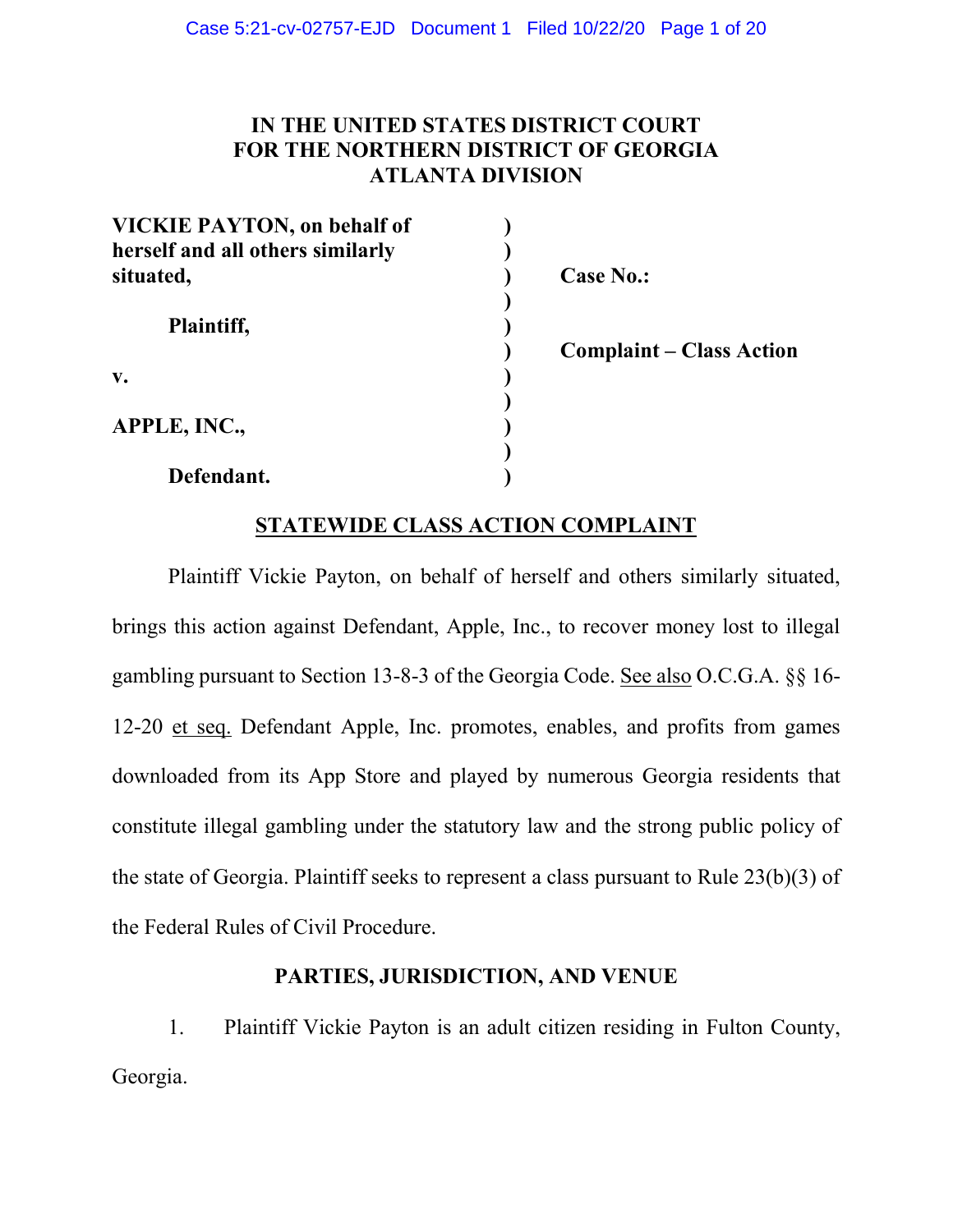**IN THE UNITED STATES DISTRICT COURT**
**FOR THE NORTHERN DISTRICT OF GEORGIA**
**ATLANTA DIVISION**

| | | |
|---|---|---|
| **VICKIE PAYTON, on behalf of herself and all others similarly situated,** | ) | **Case No.:** |
| **Plaintiff,** | ) | |
| | ) | **Complaint – Class Action** |
| **v.** | ) | |
| **APPLE, INC.,** | ) | |
| **Defendant.** | ) | |

## STATEWIDE CLASS ACTION COMPLAINT

Plaintiff Vickie Payton, on behalf of herself and others similarly situated, brings this action against Defendant, Apple, Inc., to recover money lost to illegal gambling pursuant to Section 13-8-3 of the Georgia Code. See also O.C.G.A. §§ 16-12-20 et seq. Defendant Apple, Inc. promotes, enables, and profits from games downloaded from its App Store and played by numerous Georgia residents that constitute illegal gambling under the statutory law and the strong public policy of the state of Georgia. Plaintiff seeks to represent a class pursuant to Rule 23(b)(3) of the Federal Rules of Civil Procedure.

### PARTIES, JURISDICTION, AND VENUE

1. Plaintiff Vickie Payton is an adult citizen residing in Fulton County, Georgia.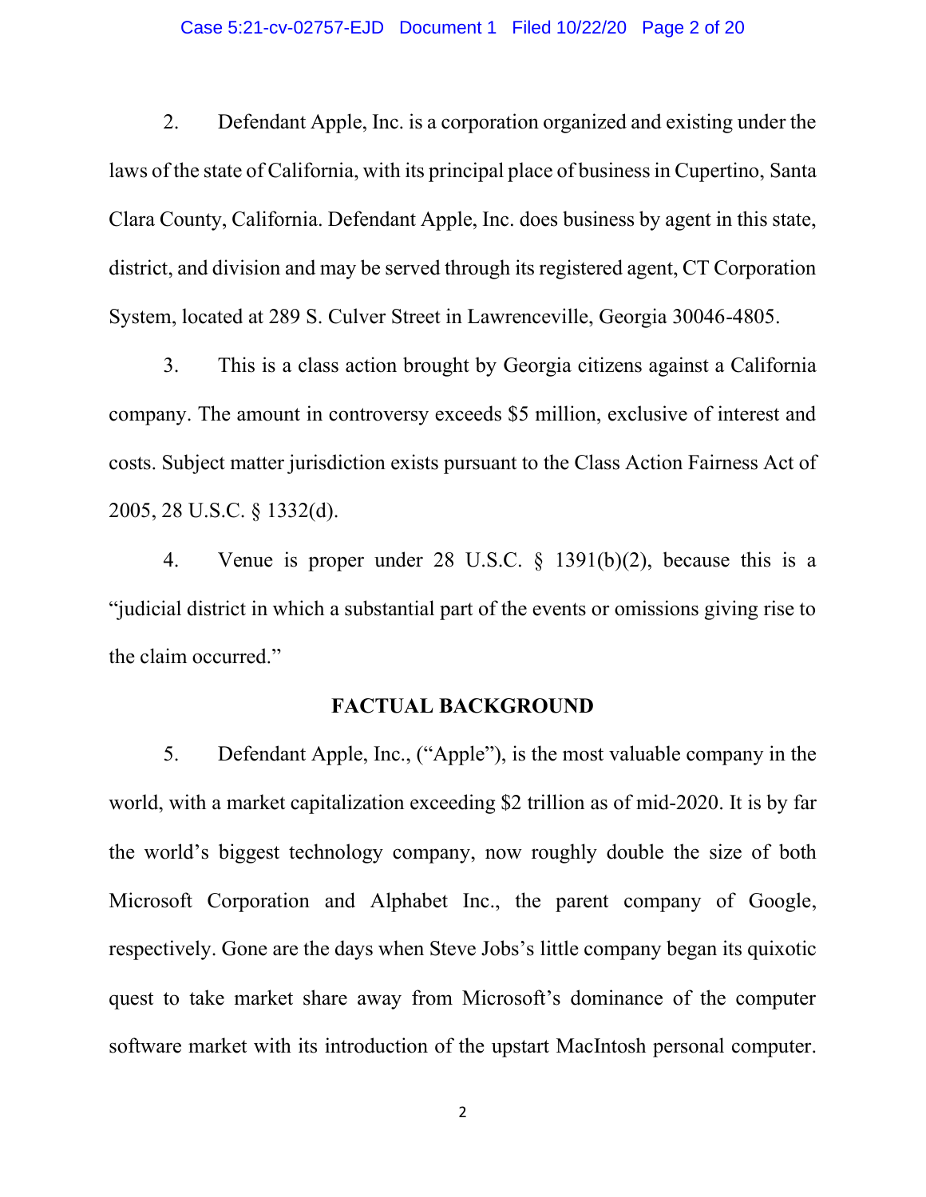2. Defendant Apple, Inc. is a corporation organized and existing under the laws of the state of California, with its principal place of business in Cupertino, Santa Clara County, California. Defendant Apple, Inc. does business by agent in this state, district, and division and may be served through its registered agent, CT Corporation System, located at 289 S. Culver Street in Lawrenceville, Georgia 30046-4805.

3. This is a class action brought by Georgia citizens against a California company. The amount in controversy exceeds $5 million, exclusive of interest and costs. Subject matter jurisdiction exists pursuant to the Class Action Fairness Act of 2005, 28 U.S.C. § 1332(d).

4. Venue is proper under 28 U.S.C. § 1391(b)(2), because this is a "judicial district in which a substantial part of the events or omissions giving rise to the claim occurred."

## FACTUAL BACKGROUND

5. Defendant Apple, Inc., ("Apple"), is the most valuable company in the world, with a market capitalization exceeding $2 trillion as of mid-2020. It is by far the world's biggest technology company, now roughly double the size of both Microsoft Corporation and Alphabet Inc., the parent company of Google, respectively. Gone are the days when Steve Jobs's little company began its quixotic quest to take market share away from Microsoft's dominance of the computer software market with its introduction of the upstart MacIntosh personal computer.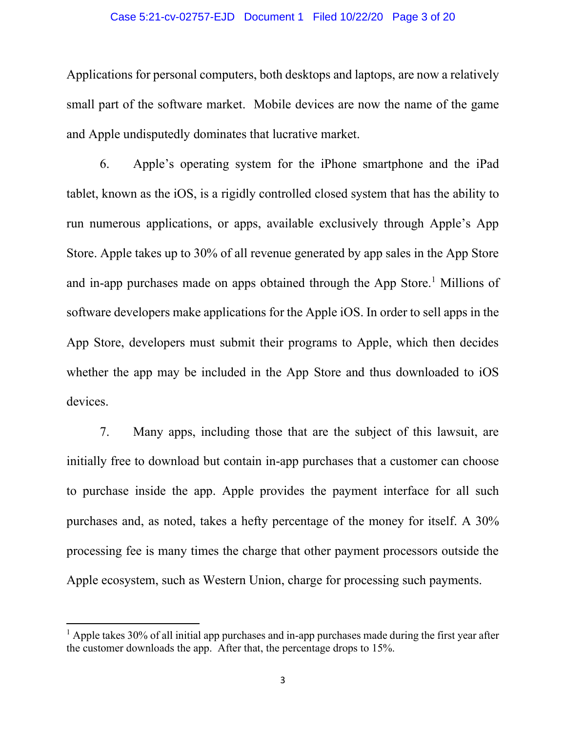Applications for personal computers, both desktops and laptops, are now a relatively small part of the software market. Mobile devices are now the name of the game and Apple undisputedly dominates that lucrative market.

6. Apple's operating system for the iPhone smartphone and the iPad tablet, known as the iOS, is a rigidly controlled closed system that has the ability to run numerous applications, or apps, available exclusively through Apple's App Store. Apple takes up to 30% of all revenue generated by app sales in the App Store and in-app purchases made on apps obtained through the App Store.[1] Millions of software developers make applications for the Apple iOS. In order to sell apps in the App Store, developers must submit their programs to Apple, which then decides whether the app may be included in the App Store and thus downloaded to iOS devices.

7. Many apps, including those that are the subject of this lawsuit, are initially free to download but contain in-app purchases that a customer can choose to purchase inside the app. Apple provides the payment interface for all such purchases and, as noted, takes a hefty percentage of the money for itself. A 30% processing fee is many times the charge that other payment processors outside the Apple ecosystem, such as Western Union, charge for processing such payments.

---

[1] Apple takes 30% of all initial app purchases and in-app purchases made during the first year after the customer downloads the app. After that, the percentage drops to 15%.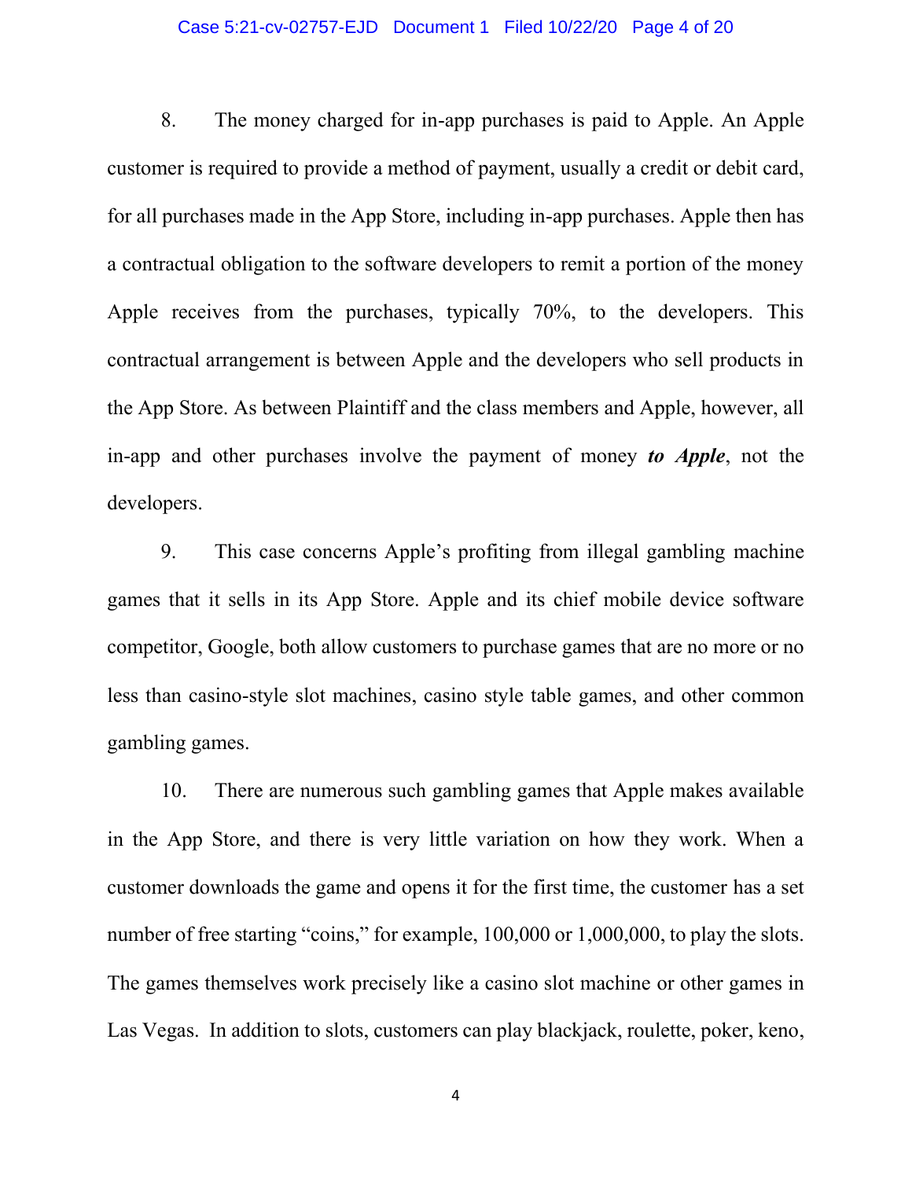8. The money charged for in-app purchases is paid to Apple. An Apple customer is required to provide a method of payment, usually a credit or debit card, for all purchases made in the App Store, including in-app purchases. Apple then has a contractual obligation to the software developers to remit a portion of the money Apple receives from the purchases, typically 70%, to the developers. This contractual arrangement is between Apple and the developers who sell products in the App Store. As between Plaintiff and the class members and Apple, however, all in-app and other purchases involve the payment of money ***to Apple***, not the developers.

9. This case concerns Apple's profiting from illegal gambling machine games that it sells in its App Store. Apple and its chief mobile device software competitor, Google, both allow customers to purchase games that are no more or no less than casino-style slot machines, casino style table games, and other common gambling games.

10. There are numerous such gambling games that Apple makes available in the App Store, and there is very little variation on how they work. When a customer downloads the game and opens it for the first time, the customer has a set number of free starting "coins," for example, 100,000 or 1,000,000, to play the slots. The games themselves work precisely like a casino slot machine or other games in Las Vegas. In addition to slots, customers can play blackjack, roulette, poker, keno,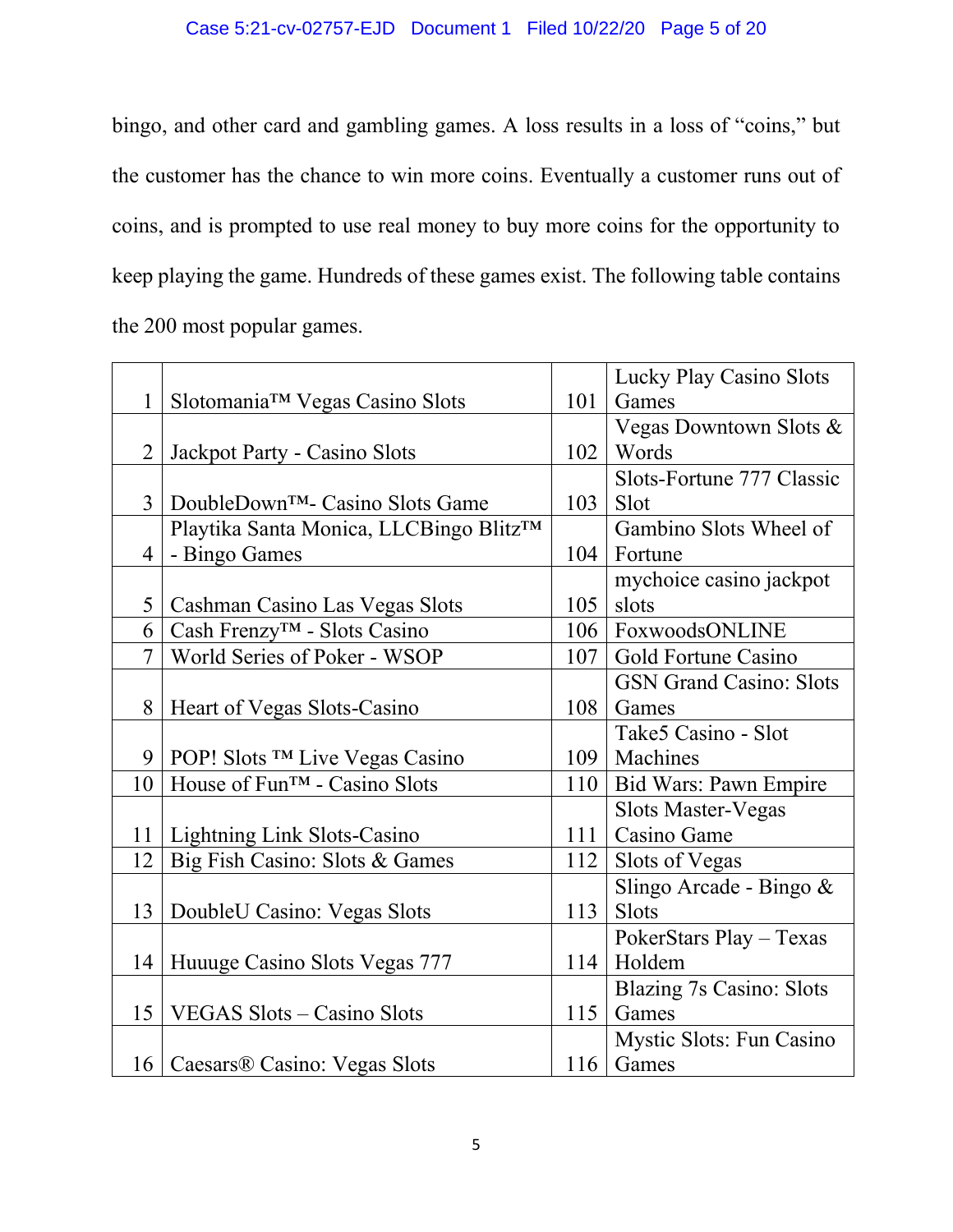bingo, and other card and gambling games. A loss results in a loss of "coins," but the customer has the chance to win more coins. Eventually a customer runs out of coins, and is prompted to use real money to buy more coins for the opportunity to keep playing the game. Hundreds of these games exist. The following table contains the 200 most popular games.

| | | | |
|---|---|---|---|
| 1 | Slotomania™ Vegas Casino Slots | 101 | Lucky Play Casino Slots Games |
| 2 | Jackpot Party - Casino Slots | 102 | Vegas Downtown Slots & Words |
| 3 | DoubleDown™- Casino Slots Game | 103 | Slots-Fortune 777 Classic Slot |
| 4 | Playtika Santa Monica, LLCBingo Blitz™ - Bingo Games | 104 | Gambino Slots Wheel of Fortune |
| 5 | Cashman Casino Las Vegas Slots | 105 | mychoice casino jackpot slots |
| 6 | Cash Frenzy™ - Slots Casino | 106 | FoxwoodsONLINE |
| 7 | World Series of Poker - WSOP | 107 | Gold Fortune Casino |
| 8 | Heart of Vegas Slots-Casino | 108 | GSN Grand Casino: Slots Games |
| 9 | POP! Slots ™ Live Vegas Casino | 109 | Take5 Casino - Slot Machines |
| 10 | House of Fun™ - Casino Slots | 110 | Bid Wars: Pawn Empire |
| 11 | Lightning Link Slots-Casino | 111 | Slots Master-Vegas Casino Game |
| 12 | Big Fish Casino: Slots & Games | 112 | Slots of Vegas |
| 13 | DoubleU Casino: Vegas Slots | 113 | Slingo Arcade - Bingo & Slots |
| 14 | Huuuge Casino Slots Vegas 777 | 114 | PokerStars Play – Texas Holdem |
| 15 | VEGAS Slots – Casino Slots | 115 | Blazing 7s Casino: Slots Games |
| 16 | Caesars® Casino: Vegas Slots | 116 | Mystic Slots: Fun Casino Games |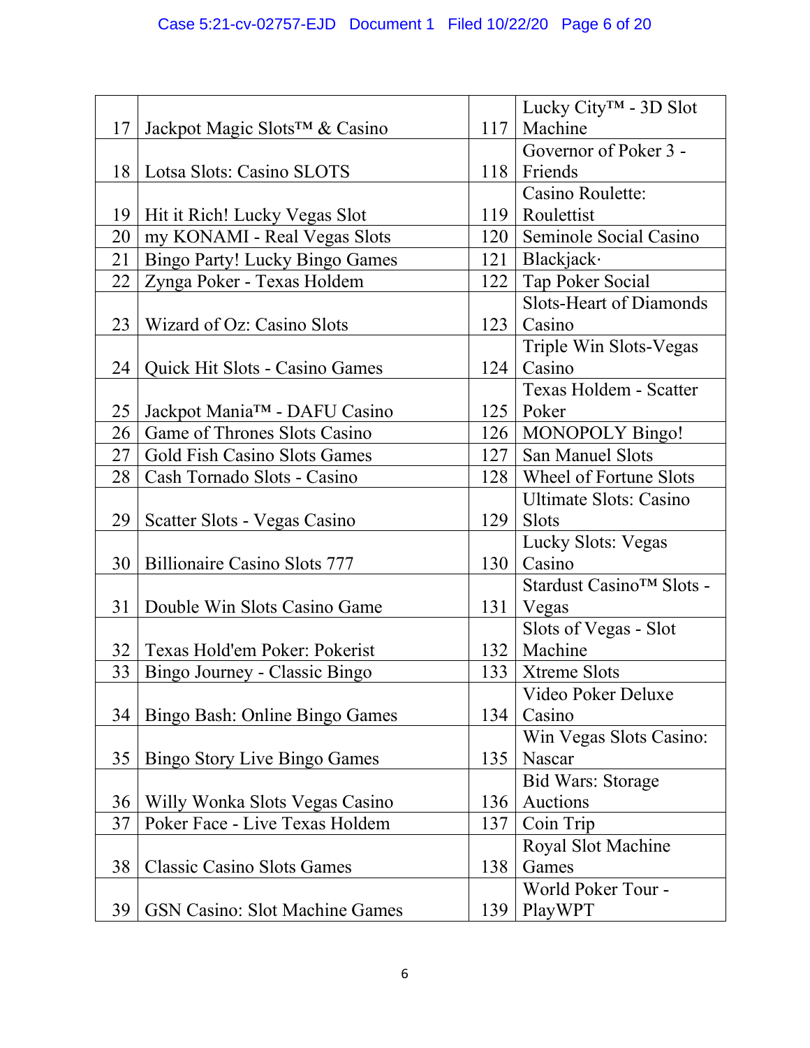| | | | |
|---|---|---|---|
| 17 | Jackpot Magic Slots™ & Casino | 117 | Lucky City™ - 3D Slot Machine |
| 18 | Lotsa Slots: Casino SLOTS | 118 | Governor of Poker 3 - Friends |
| 19 | Hit it Rich! Lucky Vegas Slot | 119 | Casino Roulette: Roulettist |
| 20 | my KONAMI - Real Vegas Slots | 120 | Seminole Social Casino |
| 21 | Bingo Party! Lucky Bingo Games | 121 | Blackjack· |
| 22 | Zynga Poker - Texas Holdem | 122 | Tap Poker Social |
| 23 | Wizard of Oz: Casino Slots | 123 | Slots-Heart of Diamonds Casino |
| 24 | Quick Hit Slots - Casino Games | 124 | Triple Win Slots-Vegas Casino |
| 25 | Jackpot Mania™ - DAFU Casino | 125 | Texas Holdem - Scatter Poker |
| 26 | Game of Thrones Slots Casino | 126 | MONOPOLY Bingo! |
| 27 | Gold Fish Casino Slots Games | 127 | San Manuel Slots |
| 28 | Cash Tornado Slots - Casino | 128 | Wheel of Fortune Slots |
| 29 | Scatter Slots - Vegas Casino | 129 | Ultimate Slots: Casino Slots |
| 30 | Billionaire Casino Slots 777 | 130 | Lucky Slots: Vegas Casino |
| 31 | Double Win Slots Casino Game | 131 | Stardust Casino™ Slots - Vegas |
| 32 | Texas Hold'em Poker: Pokerist | 132 | Slots of Vegas - Slot Machine |
| 33 | Bingo Journey - Classic Bingo | 133 | Xtreme Slots |
| 34 | Bingo Bash: Online Bingo Games | 134 | Video Poker Deluxe Casino |
| 35 | Bingo Story Live Bingo Games | 135 | Win Vegas Slots Casino: Nascar |
| 36 | Willy Wonka Slots Vegas Casino | 136 | Bid Wars: Storage Auctions |
| 37 | Poker Face - Live Texas Holdem | 137 | Coin Trip |
| 38 | Classic Casino Slots Games | 138 | Royal Slot Machine Games |
| 39 | GSN Casino: Slot Machine Games | 139 | World Poker Tour - PlayWPT |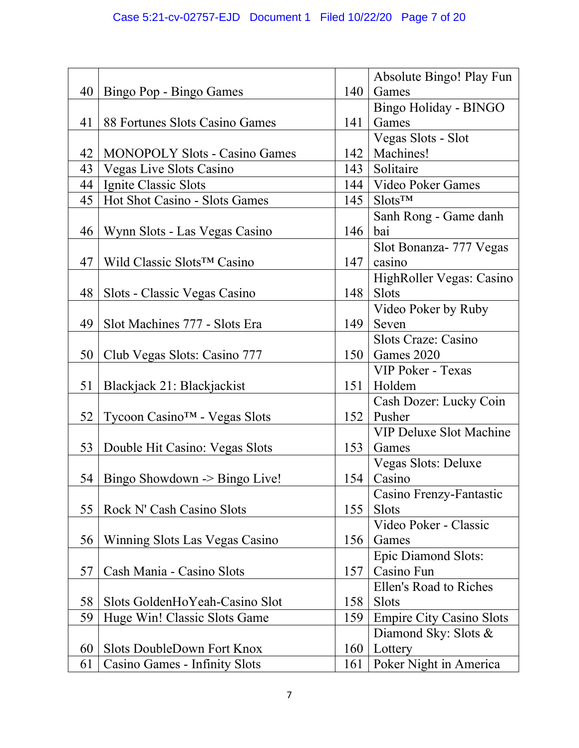| | | | |
|---|---|---|---|
| 40 | Bingo Pop - Bingo Games | 140 | Absolute Bingo! Play Fun Games |
| 41 | 88 Fortunes Slots Casino Games | 141 | Bingo Holiday - BINGO Games |
| 42 | MONOPOLY Slots - Casino Games | 142 | Vegas Slots - Slot Machines! |
| 43 | Vegas Live Slots Casino | 143 | Solitaire |
| 44 | Ignite Classic Slots | 144 | Video Poker Games |
| 45 | Hot Shot Casino - Slots Games | 145 | Slots™ |
| 46 | Wynn Slots - Las Vegas Casino | 146 | Sanh Rong - Game danh bai |
| 47 | Wild Classic Slots™ Casino | 147 | Slot Bonanza- 777 Vegas casino |
| 48 | Slots - Classic Vegas Casino | 148 | HighRoller Vegas: Casino Slots |
| 49 | Slot Machines 777 - Slots Era | 149 | Video Poker by Ruby Seven |
| 50 | Club Vegas Slots: Casino 777 | 150 | Slots Craze: Casino Games 2020 |
| 51 | Blackjack 21: Blackjackist | 151 | VIP Poker - Texas Holdem |
| 52 | Tycoon Casino™ - Vegas Slots | 152 | Cash Dozer: Lucky Coin Pusher |
| 53 | Double Hit Casino: Vegas Slots | 153 | VIP Deluxe Slot Machine Games |
| 54 | Bingo Showdown -> Bingo Live! | 154 | Vegas Slots: Deluxe Casino |
| 55 | Rock N' Cash Casino Slots | 155 | Casino Frenzy-Fantastic Slots |
| 56 | Winning Slots Las Vegas Casino | 156 | Video Poker - Classic Games |
| 57 | Cash Mania - Casino Slots | 157 | Epic Diamond Slots: Casino Fun |
| 58 | Slots GoldenHoYeah-Casino Slot | 158 | Ellen's Road to Riches Slots |
| 59 | Huge Win! Classic Slots Game | 159 | Empire City Casino Slots |
| 60 | Slots DoubleDown Fort Knox | 160 | Diamond Sky: Slots & Lottery |
| 61 | Casino Games - Infinity Slots | 161 | Poker Night in America |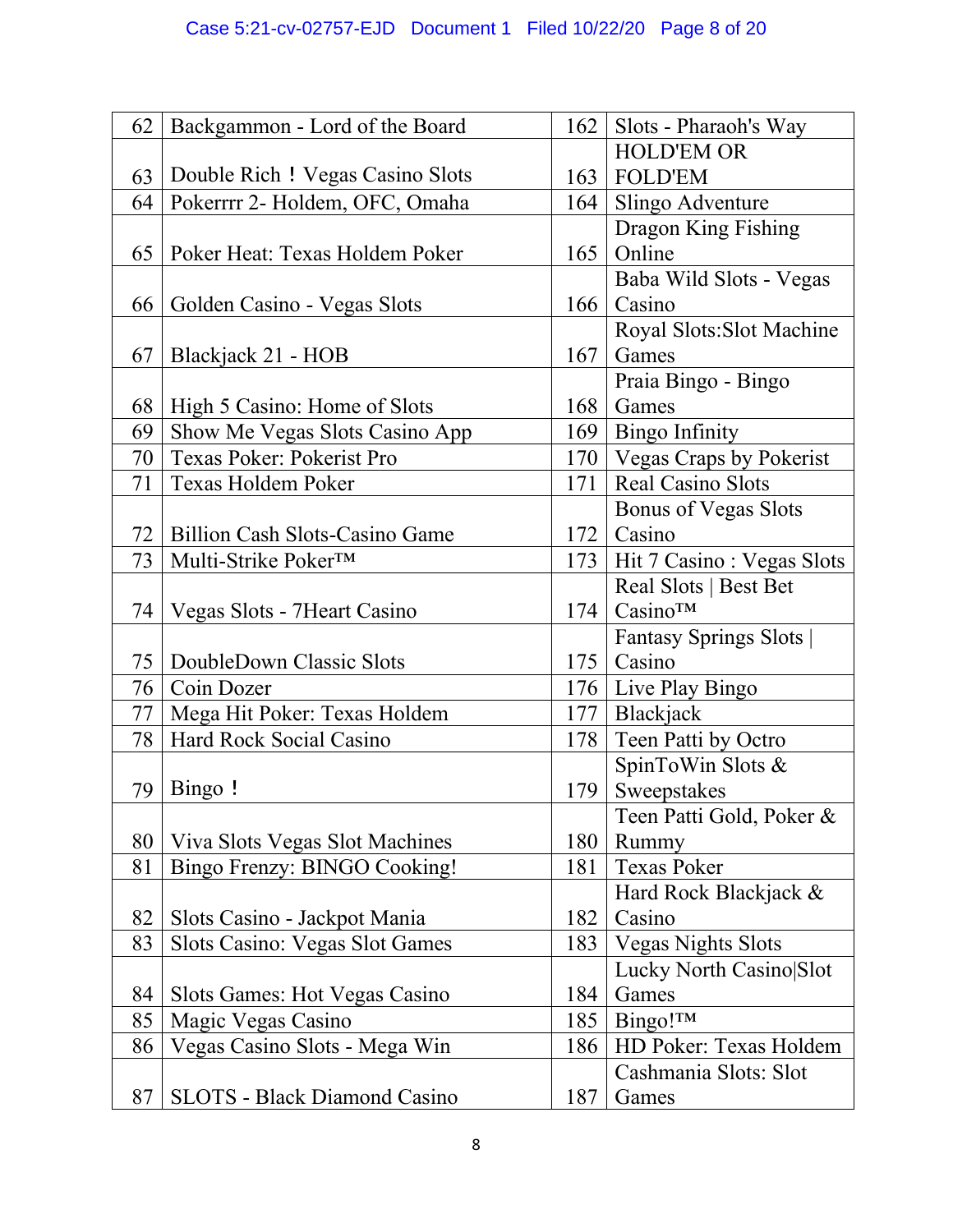| | | | |
|---|---|---|---|
| 62 | Backgammon - Lord of the Board | 162 | Slots - Pharaoh's Way |
| 63 | Double Rich！Vegas Casino Slots | 163 | HOLD'EM OR FOLD'EM |
| 64 | Pokerrrr 2- Holdem, OFC, Omaha | 164 | Slingo Adventure |
| 65 | Poker Heat: Texas Holdem Poker | 165 | Dragon King Fishing Online |
| 66 | Golden Casino - Vegas Slots | 166 | Baba Wild Slots - Vegas Casino |
| 67 | Blackjack 21 - HOB | 167 | Royal Slots:Slot Machine Games |
| 68 | High 5 Casino: Home of Slots | 168 | Praia Bingo - Bingo Games |
| 69 | Show Me Vegas Slots Casino App | 169 | Bingo Infinity |
| 70 | Texas Poker: Pokerist Pro | 170 | Vegas Craps by Pokerist |
| 71 | Texas Holdem Poker | 171 | Real Casino Slots |
| 72 | Billion Cash Slots-Casino Game | 172 | Bonus of Vegas Slots Casino |
| 73 | Multi-Strike Poker™ | 173 | Hit 7 Casino : Vegas Slots |
| 74 | Vegas Slots - 7Heart Casino | 174 | Real Slots \| Best Bet Casino™ |
| 75 | DoubleDown Classic Slots | 175 | Fantasy Springs Slots \| Casino |
| 76 | Coin Dozer | 176 | Live Play Bingo |
| 77 | Mega Hit Poker: Texas Holdem | 177 | Blackjack |
| 78 | Hard Rock Social Casino | 178 | Teen Patti by Octro |
| 79 | Bingo！ | 179 | SpinToWin Slots & Sweepstakes |
| 80 | Viva Slots Vegas Slot Machines | 180 | Teen Patti Gold, Poker & Rummy |
| 81 | Bingo Frenzy: BINGO Cooking! | 181 | Texas Poker |
| 82 | Slots Casino - Jackpot Mania | 182 | Hard Rock Blackjack & Casino |
| 83 | Slots Casino: Vegas Slot Games | 183 | Vegas Nights Slots |
| 84 | Slots Games: Hot Vegas Casino | 184 | Lucky North Casino\|Slot Games |
| 85 | Magic Vegas Casino | 185 | Bingo!™ |
| 86 | Vegas Casino Slots - Mega Win | 186 | HD Poker: Texas Holdem |
| 87 | SLOTS - Black Diamond Casino | 187 | Cashmania Slots: Slot Games |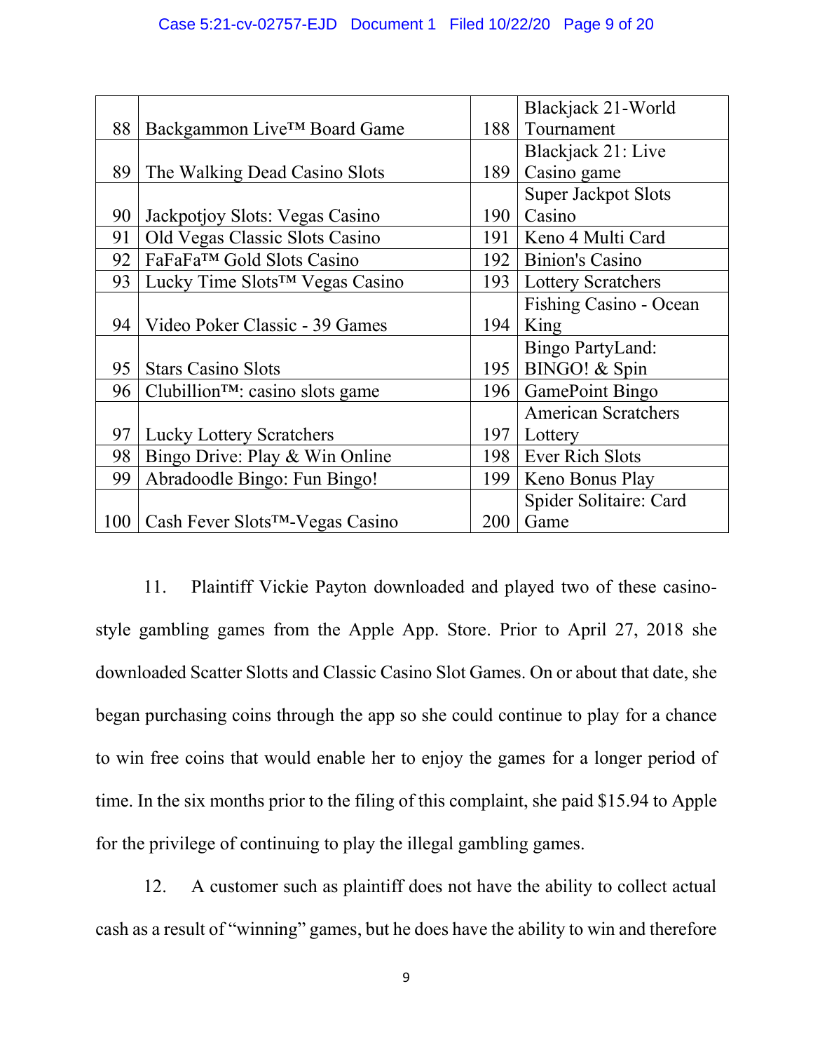| | | | |
|---|---|---|---|
| 88 | Backgammon Live™ Board Game | 188 | Blackjack 21-World Tournament |
| 89 | The Walking Dead Casino Slots | 189 | Blackjack 21: Live Casino game |
| 90 | Jackpotjoy Slots: Vegas Casino | 190 | Super Jackpot Slots Casino |
| 91 | Old Vegas Classic Slots Casino | 191 | Keno 4 Multi Card |
| 92 | FaFaFa™ Gold Slots Casino | 192 | Binion's Casino |
| 93 | Lucky Time Slots™ Vegas Casino | 193 | Lottery Scratchers |
| 94 | Video Poker Classic - 39 Games | 194 | Fishing Casino - Ocean King |
| 95 | Stars Casino Slots | 195 | Bingo PartyLand: BINGO! & Spin |
| 96 | Clubillion™: casino slots game | 196 | GamePoint Bingo |
| 97 | Lucky Lottery Scratchers | 197 | American Scratchers Lottery |
| 98 | Bingo Drive: Play & Win Online | 198 | Ever Rich Slots |
| 99 | Abradoodle Bingo: Fun Bingo! | 199 | Keno Bonus Play |
| 100 | Cash Fever Slots™-Vegas Casino | 200 | Spider Solitaire: Card Game |

11. Plaintiff Vickie Payton downloaded and played two of these casino-style gambling games from the Apple App. Store. Prior to April 27, 2018 she downloaded Scatter Slotts and Classic Casino Slot Games. On or about that date, she began purchasing coins through the app so she could continue to play for a chance to win free coins that would enable her to enjoy the games for a longer period of time. In the six months prior to the filing of this complaint, she paid $15.94 to Apple for the privilege of continuing to play the illegal gambling games.

12. A customer such as plaintiff does not have the ability to collect actual cash as a result of "winning" games, but he does have the ability to win and therefore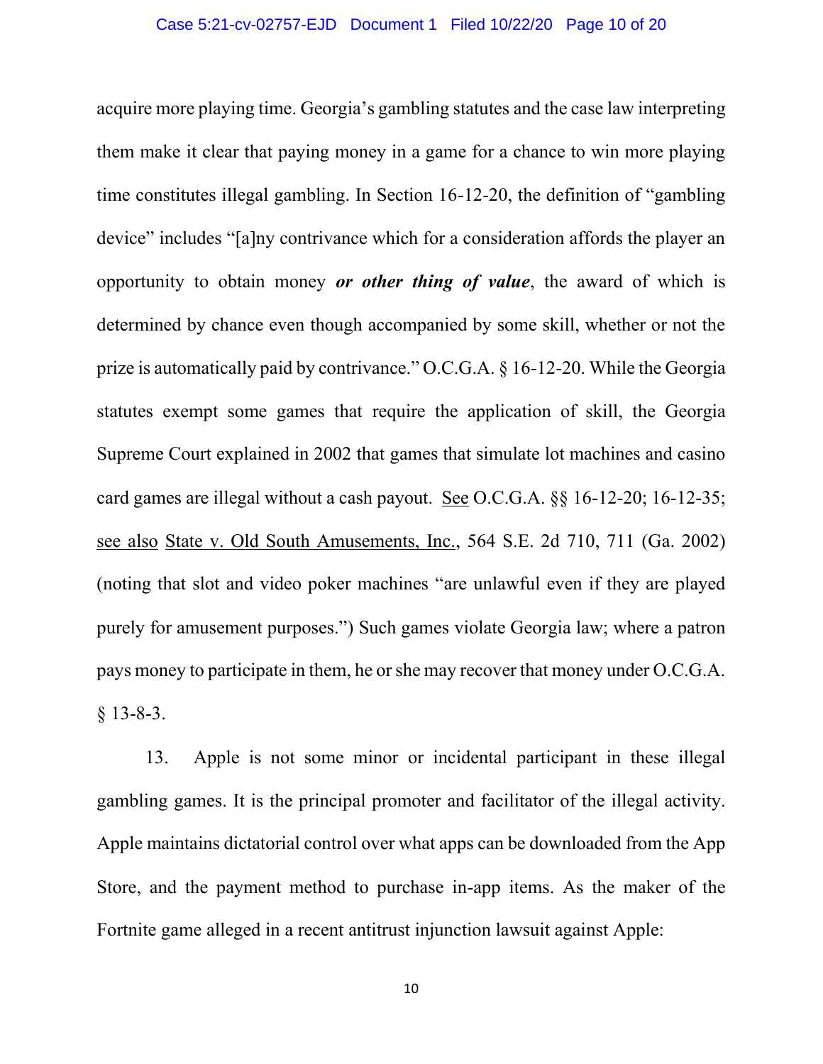acquire more playing time. Georgia's gambling statutes and the case law interpreting them make it clear that paying money in a game for a chance to win more playing time constitutes illegal gambling. In Section 16-12-20, the definition of "gambling device" includes "[a]ny contrivance which for a consideration affords the player an opportunity to obtain money ***or other thing of value***, the award of which is determined by chance even though accompanied by some skill, whether or not the prize is automatically paid by contrivance." O.C.G.A. § 16-12-20. While the Georgia statutes exempt some games that require the application of skill, the Georgia Supreme Court explained in 2002 that games that simulate lot machines and casino card games are illegal without a cash payout. See O.C.G.A. §§ 16-12-20; 16-12-35; see also State v. Old South Amusements, Inc., 564 S.E. 2d 710, 711 (Ga. 2002) (noting that slot and video poker machines "are unlawful even if they are played purely for amusement purposes.") Such games violate Georgia law; where a patron pays money to participate in them, he or she may recover that money under O.C.G.A. § 13-8-3.

13. Apple is not some minor or incidental participant in these illegal gambling games. It is the principal promoter and facilitator of the illegal activity. Apple maintains dictatorial control over what apps can be downloaded from the App Store, and the payment method to purchase in-app items. As the maker of the Fortnite game alleged in a recent antitrust injunction lawsuit against Apple: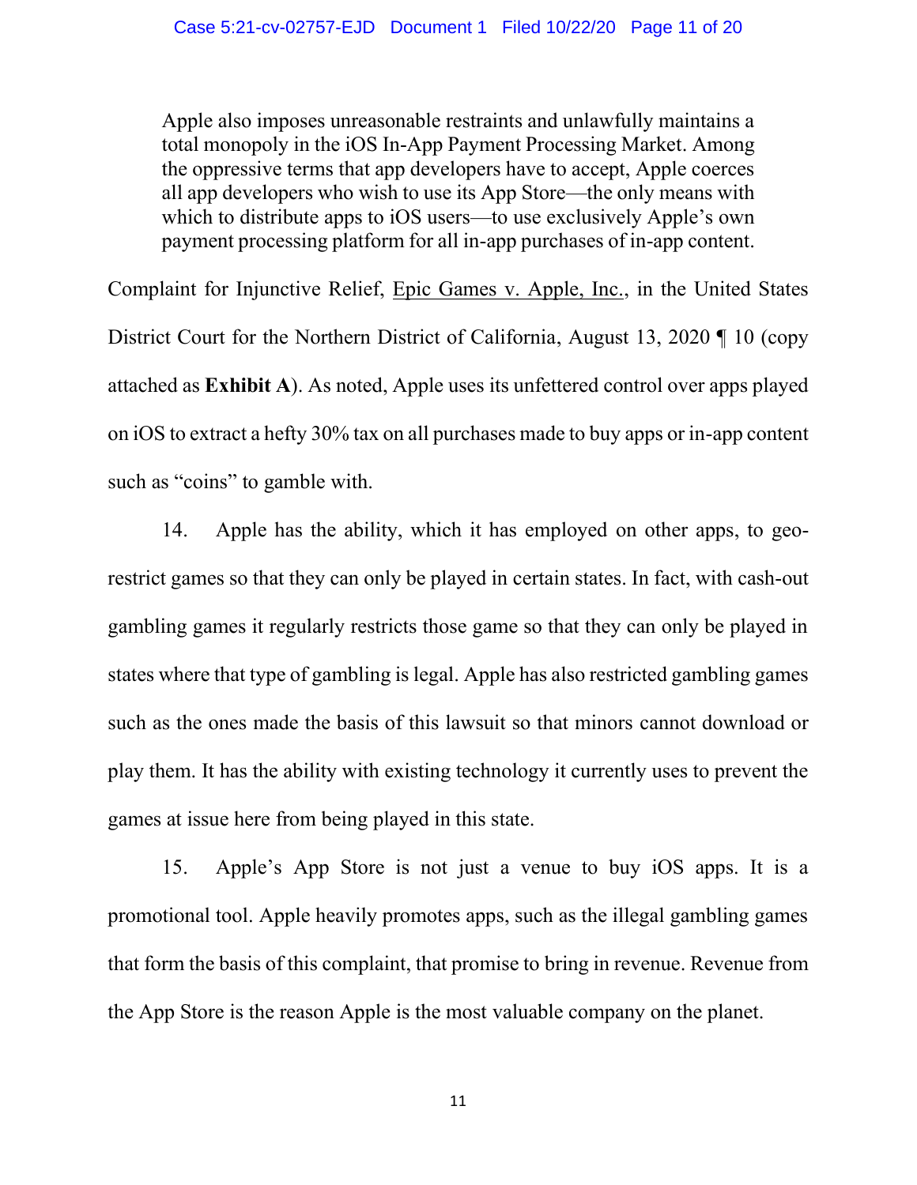> Apple also imposes unreasonable restraints and unlawfully maintains a total monopoly in the iOS In-App Payment Processing Market. Among the oppressive terms that app developers have to accept, Apple coerces all app developers who wish to use its App Store—the only means with which to distribute apps to iOS users—to use exclusively Apple's own payment processing platform for all in-app purchases of in-app content.

Complaint for Injunctive Relief, Epic Games v. Apple, Inc., in the United States District Court for the Northern District of California, August 13, 2020 ¶ 10 (copy attached as **Exhibit A**). As noted, Apple uses its unfettered control over apps played on iOS to extract a hefty 30% tax on all purchases made to buy apps or in-app content such as "coins" to gamble with.

14. Apple has the ability, which it has employed on other apps, to geo-restrict games so that they can only be played in certain states. In fact, with cash-out gambling games it regularly restricts those game so that they can only be played in states where that type of gambling is legal. Apple has also restricted gambling games such as the ones made the basis of this lawsuit so that minors cannot download or play them. It has the ability with existing technology it currently uses to prevent the games at issue here from being played in this state.

15. Apple's App Store is not just a venue to buy iOS apps. It is a promotional tool. Apple heavily promotes apps, such as the illegal gambling games that form the basis of this complaint, that promise to bring in revenue. Revenue from the App Store is the reason Apple is the most valuable company on the planet.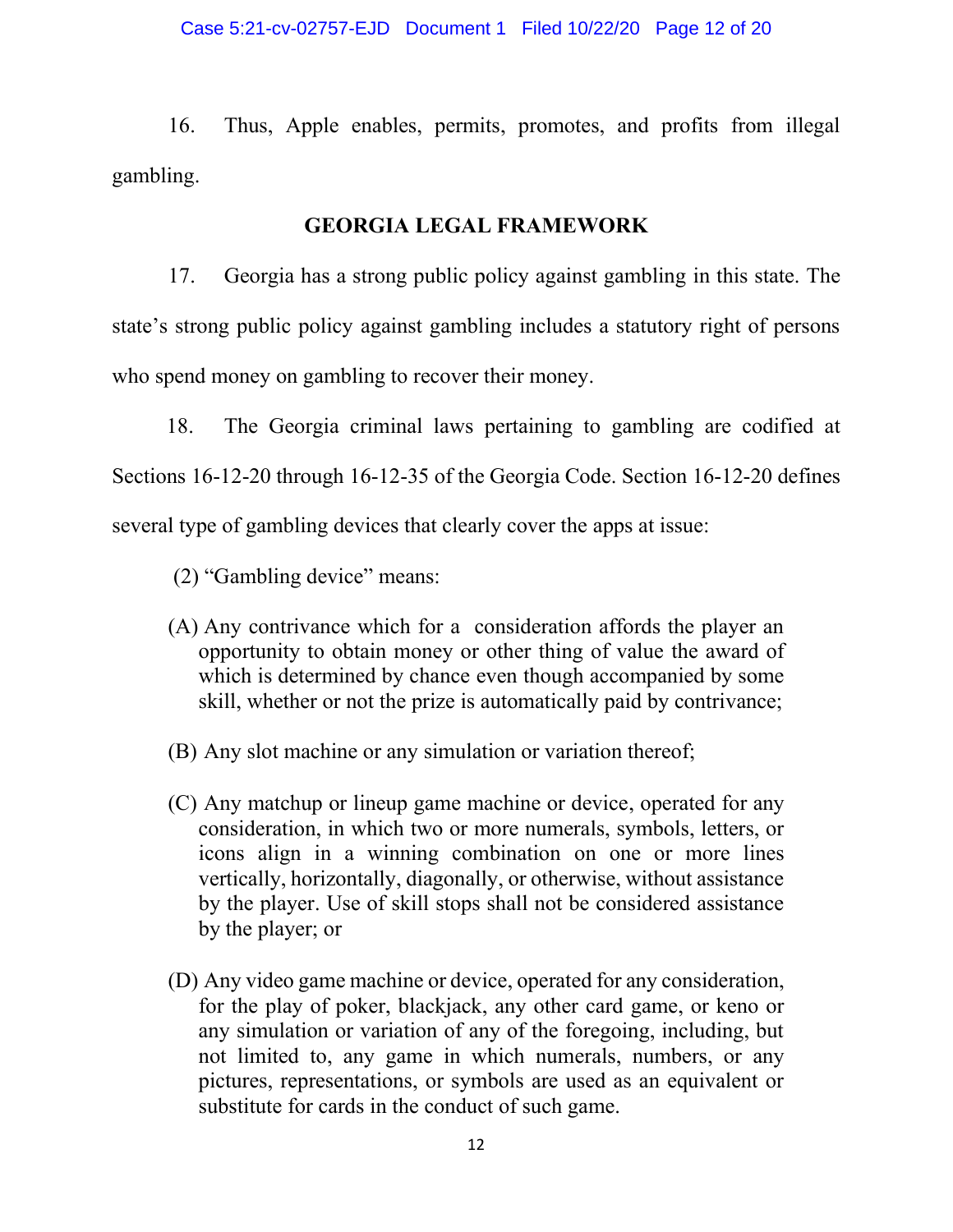16. Thus, Apple enables, permits, promotes, and profits from illegal gambling.

## GEORGIA LEGAL FRAMEWORK

17. Georgia has a strong public policy against gambling in this state. The state's strong public policy against gambling includes a statutory right of persons who spend money on gambling to recover their money.

18. The Georgia criminal laws pertaining to gambling are codified at Sections 16-12-20 through 16-12-35 of the Georgia Code. Section 16-12-20 defines several type of gambling devices that clearly cover the apps at issue:

> (2) "Gambling device" means:
>
> (A) Any contrivance which for a consideration affords the player an opportunity to obtain money or other thing of value the award of which is determined by chance even though accompanied by some skill, whether or not the prize is automatically paid by contrivance;
>
> (B) Any slot machine or any simulation or variation thereof;
>
> (C) Any matchup or lineup game machine or device, operated for any consideration, in which two or more numerals, symbols, letters, or icons align in a winning combination on one or more lines vertically, horizontally, diagonally, or otherwise, without assistance by the player. Use of skill stops shall not be considered assistance by the player; or
>
> (D) Any video game machine or device, operated for any consideration, for the play of poker, blackjack, any other card game, or keno or any simulation or variation of any of the foregoing, including, but not limited to, any game in which numerals, numbers, or any pictures, representations, or symbols are used as an equivalent or substitute for cards in the conduct of such game.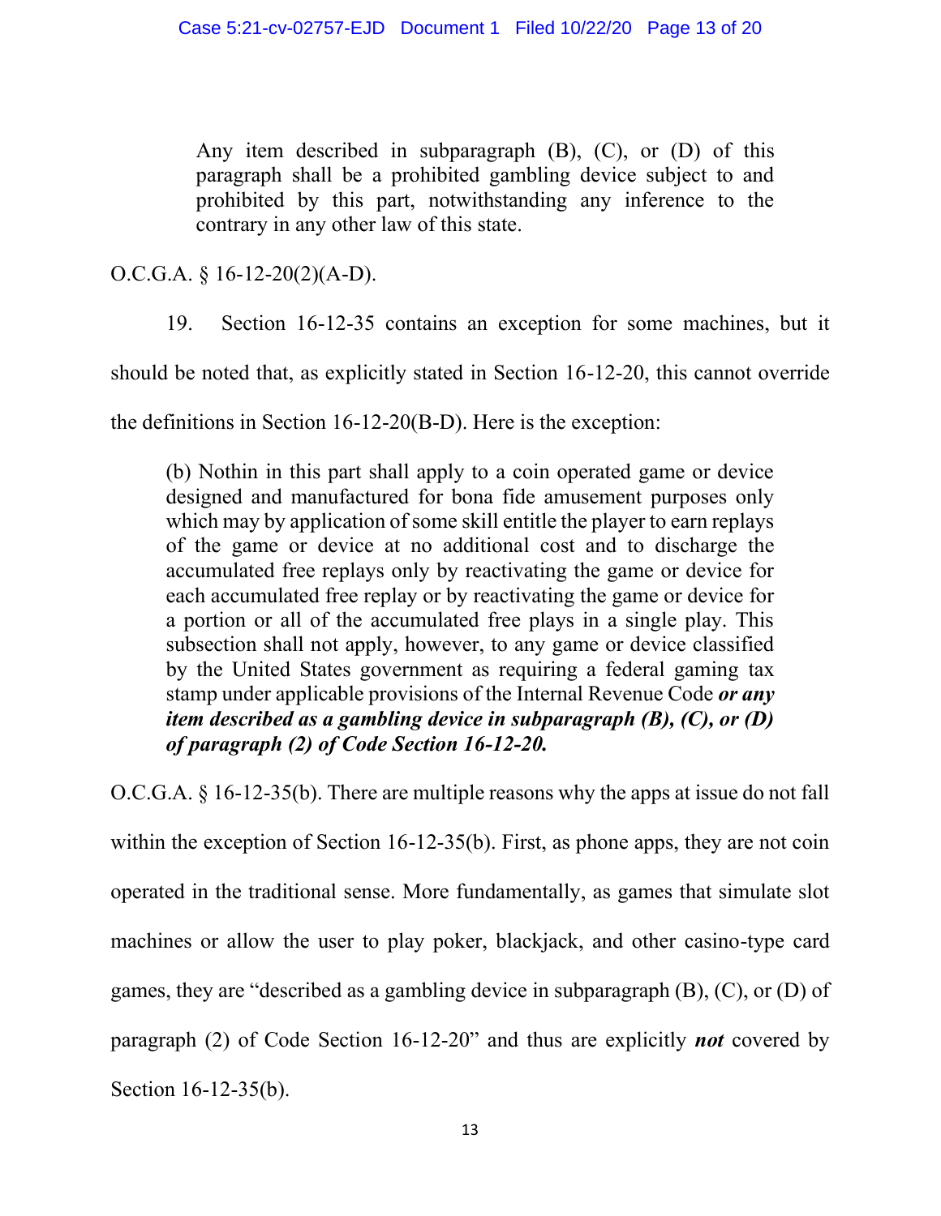> Any item described in subparagraph (B), (C), or (D) of this paragraph shall be a prohibited gambling device subject to and prohibited by this part, notwithstanding any inference to the contrary in any other law of this state.

O.C.G.A. § 16-12-20(2)(A-D).

19. Section 16-12-35 contains an exception for some machines, but it should be noted that, as explicitly stated in Section 16-12-20, this cannot override the definitions in Section 16-12-20(B-D). Here is the exception:

> (b) Nothin in this part shall apply to a coin operated game or device designed and manufactured for bona fide amusement purposes only which may by application of some skill entitle the player to earn replays of the game or device at no additional cost and to discharge the accumulated free replays only by reactivating the game or device for each accumulated free replay or by reactivating the game or device for a portion or all of the accumulated free plays in a single play. This subsection shall not apply, however, to any game or device classified by the United States government as requiring a federal gaming tax stamp under applicable provisions of the Internal Revenue Code ***or any item described as a gambling device in subparagraph (B), (C), or (D) of paragraph (2) of Code Section 16-12-20.***

O.C.G.A. § 16-12-35(b). There are multiple reasons why the apps at issue do not fall within the exception of Section 16-12-35(b). First, as phone apps, they are not coin operated in the traditional sense. More fundamentally, as games that simulate slot machines or allow the user to play poker, blackjack, and other casino-type card games, they are "described as a gambling device in subparagraph (B), (C), or (D) of paragraph (2) of Code Section 16-12-20" and thus are explicitly ***not*** covered by Section 16-12-35(b).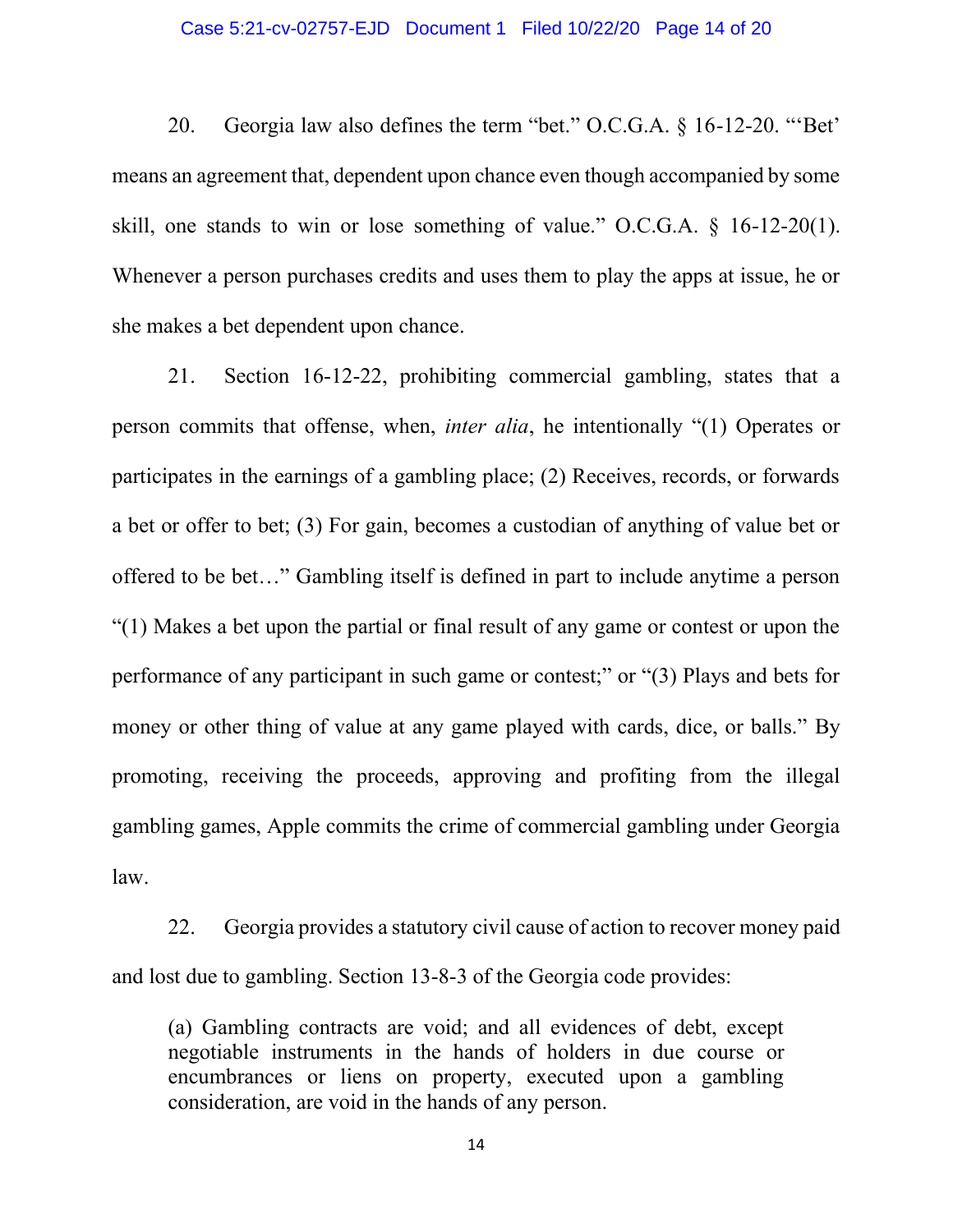20. Georgia law also defines the term "bet." O.C.G.A. § 16-12-20. "'Bet' means an agreement that, dependent upon chance even though accompanied by some skill, one stands to win or lose something of value." O.C.G.A. § 16-12-20(1). Whenever a person purchases credits and uses them to play the apps at issue, he or she makes a bet dependent upon chance.

21. Section 16-12-22, prohibiting commercial gambling, states that a person commits that offense, when, *inter alia*, he intentionally "(1) Operates or participates in the earnings of a gambling place; (2) Receives, records, or forwards a bet or offer to bet; (3) For gain, becomes a custodian of anything of value bet or offered to be bet…" Gambling itself is defined in part to include anytime a person "(1) Makes a bet upon the partial or final result of any game or contest or upon the performance of any participant in such game or contest;" or "(3) Plays and bets for money or other thing of value at any game played with cards, dice, or balls." By promoting, receiving the proceeds, approving and profiting from the illegal gambling games, Apple commits the crime of commercial gambling under Georgia law.

22. Georgia provides a statutory civil cause of action to recover money paid and lost due to gambling. Section 13-8-3 of the Georgia code provides:

> (a) Gambling contracts are void; and all evidences of debt, except negotiable instruments in the hands of holders in due course or encumbrances or liens on property, executed upon a gambling consideration, are void in the hands of any person.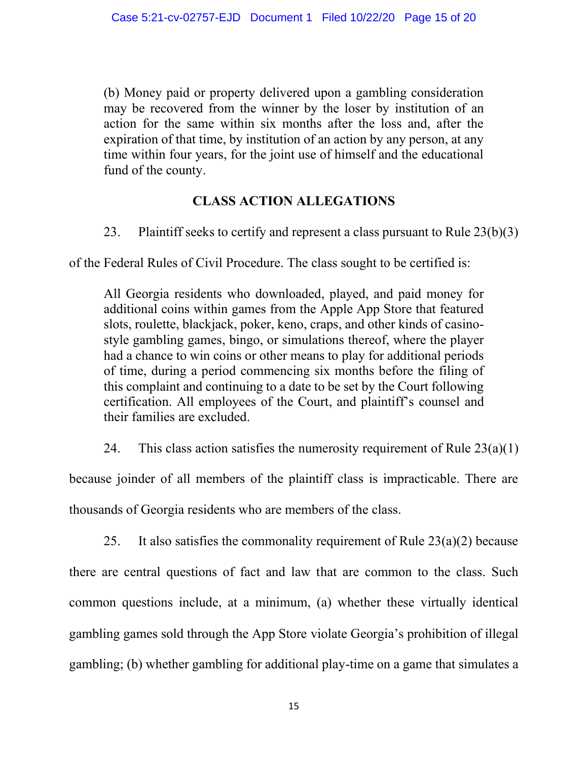> (b) Money paid or property delivered upon a gambling consideration may be recovered from the winner by the loser by institution of an action for the same within six months after the loss and, after the expiration of that time, by institution of an action by any person, at any time within four years, for the joint use of himself and the educational fund of the county.

## CLASS ACTION ALLEGATIONS

23. Plaintiff seeks to certify and represent a class pursuant to Rule 23(b)(3) of the Federal Rules of Civil Procedure. The class sought to be certified is:

> All Georgia residents who downloaded, played, and paid money for additional coins within games from the Apple App Store that featured slots, roulette, blackjack, poker, keno, craps, and other kinds of casino-style gambling games, bingo, or simulations thereof, where the player had a chance to win coins or other means to play for additional periods of time, during a period commencing six months before the filing of this complaint and continuing to a date to be set by the Court following certification. All employees of the Court, and plaintiff's counsel and their families are excluded.

24. This class action satisfies the numerosity requirement of Rule 23(a)(1) because joinder of all members of the plaintiff class is impracticable. There are thousands of Georgia residents who are members of the class.

25. It also satisfies the commonality requirement of Rule 23(a)(2) because there are central questions of fact and law that are common to the class. Such common questions include, at a minimum, (a) whether these virtually identical gambling games sold through the App Store violate Georgia's prohibition of illegal gambling; (b) whether gambling for additional play-time on a game that simulates a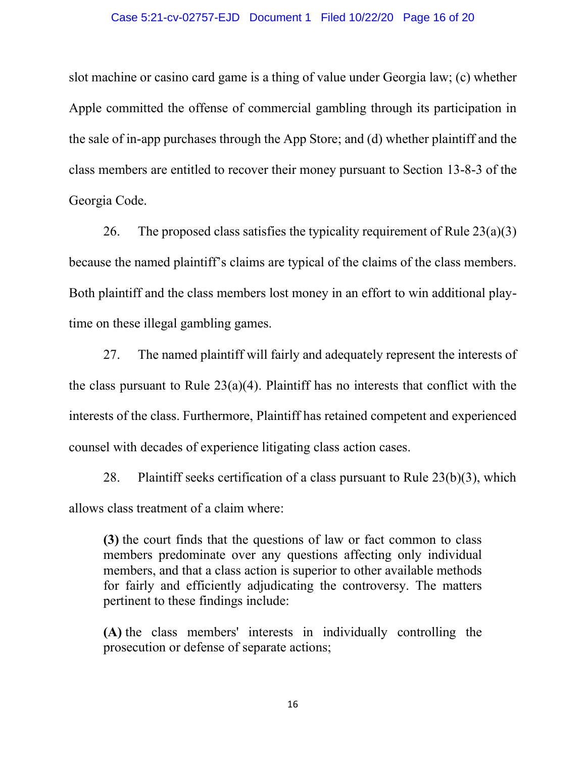slot machine or casino card game is a thing of value under Georgia law; (c) whether Apple committed the offense of commercial gambling through its participation in the sale of in-app purchases through the App Store; and (d) whether plaintiff and the class members are entitled to recover their money pursuant to Section 13-8-3 of the Georgia Code.

26. The proposed class satisfies the typicality requirement of Rule 23(a)(3) because the named plaintiff's claims are typical of the claims of the class members. Both plaintiff and the class members lost money in an effort to win additional play-time on these illegal gambling games.

27. The named plaintiff will fairly and adequately represent the interests of the class pursuant to Rule 23(a)(4). Plaintiff has no interests that conflict with the interests of the class. Furthermore, Plaintiff has retained competent and experienced counsel with decades of experience litigating class action cases.

28. Plaintiff seeks certification of a class pursuant to Rule 23(b)(3), which allows class treatment of a claim where:

> **(3)** the court finds that the questions of law or fact common to class members predominate over any questions affecting only individual members, and that a class action is superior to other available methods for fairly and efficiently adjudicating the controversy. The matters pertinent to these findings include:
>
> **(A)** the class members' interests in individually controlling the prosecution or defense of separate actions;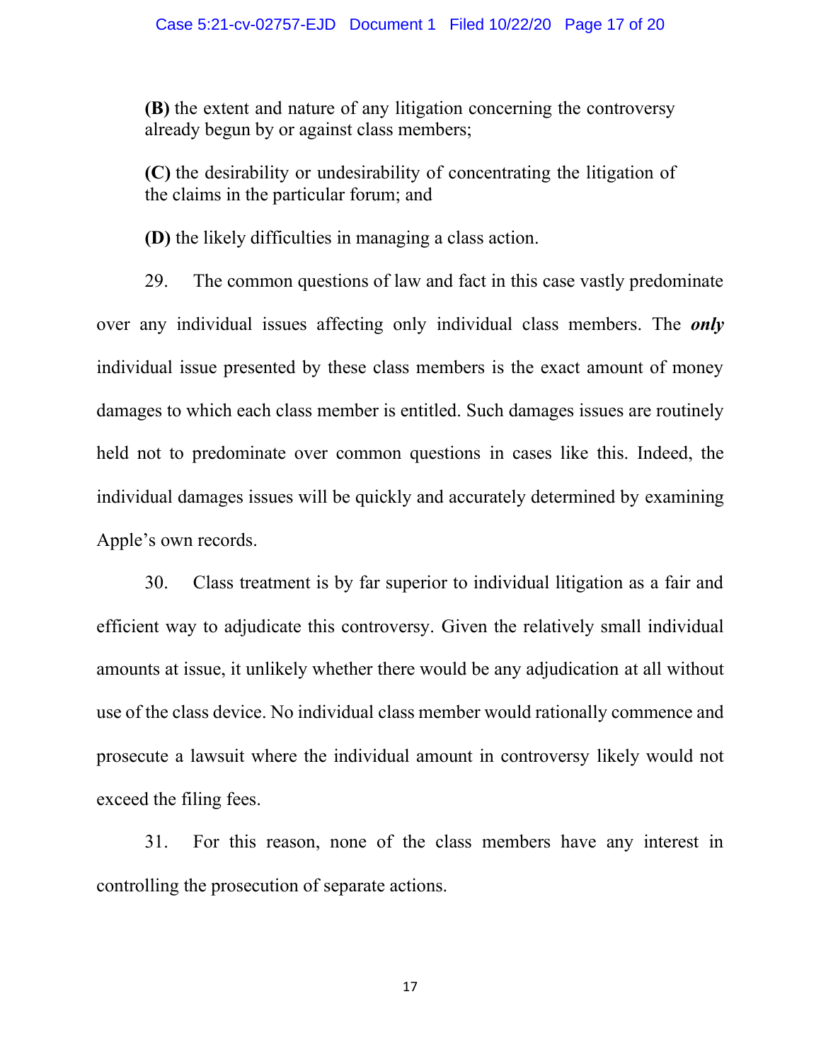> **(B)** the extent and nature of any litigation concerning the controversy already begun by or against class members;
>
> **(C)** the desirability or undesirability of concentrating the litigation of the claims in the particular forum; and
>
> **(D)** the likely difficulties in managing a class action.

29. The common questions of law and fact in this case vastly predominate over any individual issues affecting only individual class members. The ***only*** individual issue presented by these class members is the exact amount of money damages to which each class member is entitled. Such damages issues are routinely held not to predominate over common questions in cases like this. Indeed, the individual damages issues will be quickly and accurately determined by examining Apple's own records.

30. Class treatment is by far superior to individual litigation as a fair and efficient way to adjudicate this controversy. Given the relatively small individual amounts at issue, it unlikely whether there would be any adjudication at all without use of the class device. No individual class member would rationally commence and prosecute a lawsuit where the individual amount in controversy likely would not exceed the filing fees.

31. For this reason, none of the class members have any interest in controlling the prosecution of separate actions.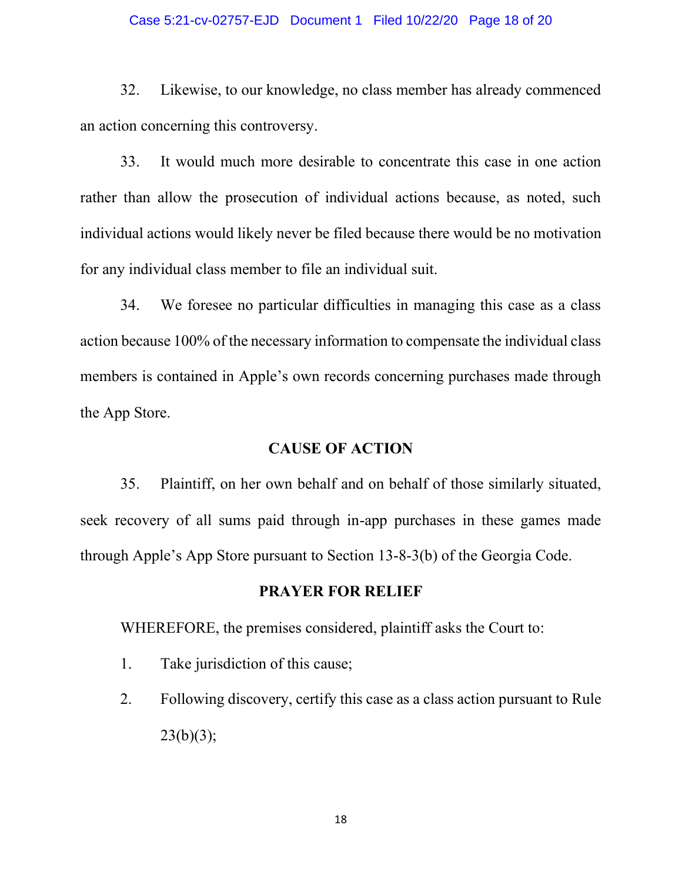32. Likewise, to our knowledge, no class member has already commenced an action concerning this controversy.

33. It would much more desirable to concentrate this case in one action rather than allow the prosecution of individual actions because, as noted, such individual actions would likely never be filed because there would be no motivation for any individual class member to file an individual suit.

34. We foresee no particular difficulties in managing this case as a class action because 100% of the necessary information to compensate the individual class members is contained in Apple's own records concerning purchases made through the App Store.

## CAUSE OF ACTION

35. Plaintiff, on her own behalf and on behalf of those similarly situated, seek recovery of all sums paid through in-app purchases in these games made through Apple's App Store pursuant to Section 13-8-3(b) of the Georgia Code.

## PRAYER FOR RELIEF

WHEREFORE, the premises considered, plaintiff asks the Court to:

1. Take jurisdiction of this cause;

2. Following discovery, certify this case as a class action pursuant to Rule 23(b)(3);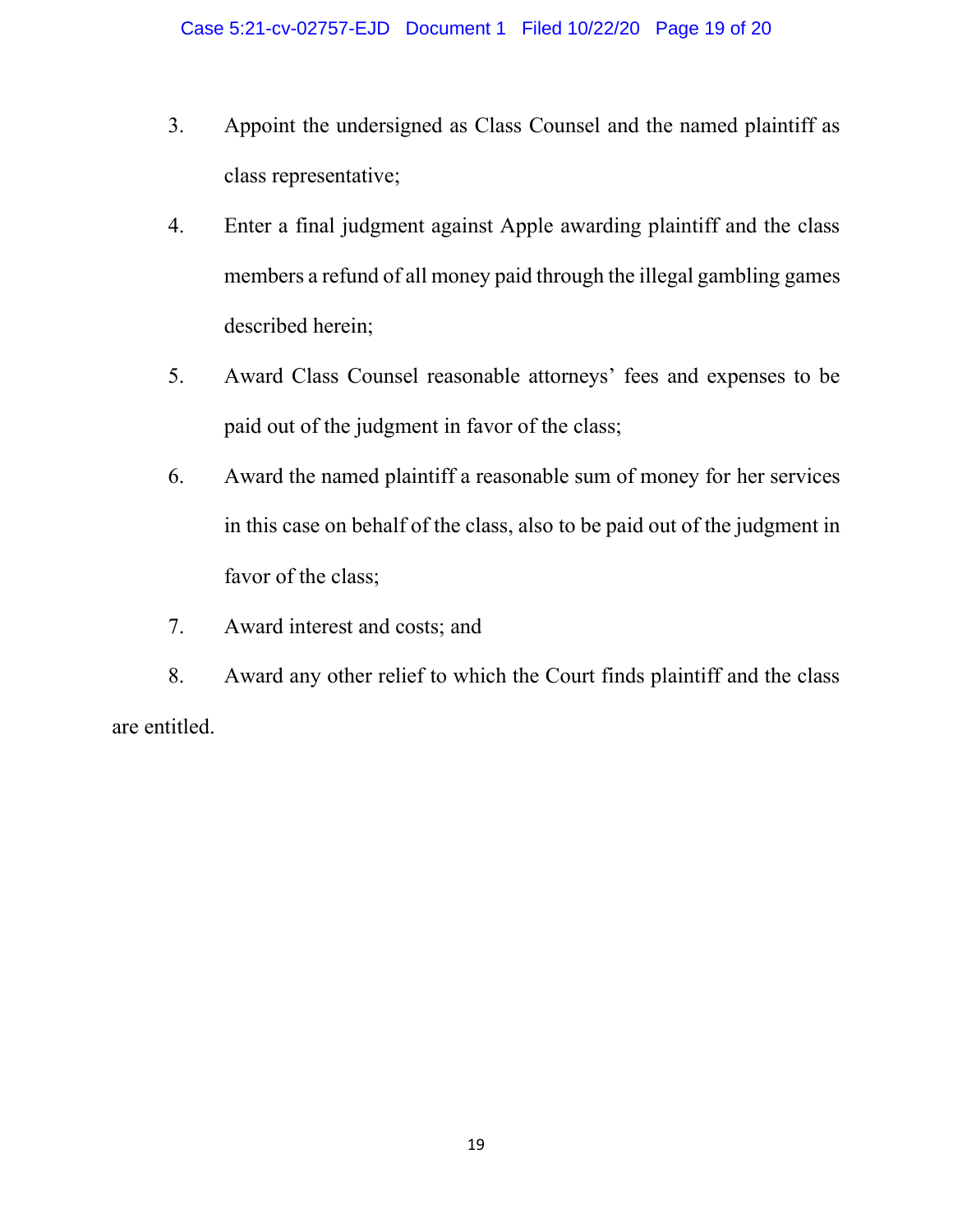3. Appoint the undersigned as Class Counsel and the named plaintiff as class representative;

4. Enter a final judgment against Apple awarding plaintiff and the class members a refund of all money paid through the illegal gambling games described herein;

5. Award Class Counsel reasonable attorneys' fees and expenses to be paid out of the judgment in favor of the class;

6. Award the named plaintiff a reasonable sum of money for her services in this case on behalf of the class, also to be paid out of the judgment in favor of the class;

7. Award interest and costs; and

8. Award any other relief to which the Court finds plaintiff and the class are entitled.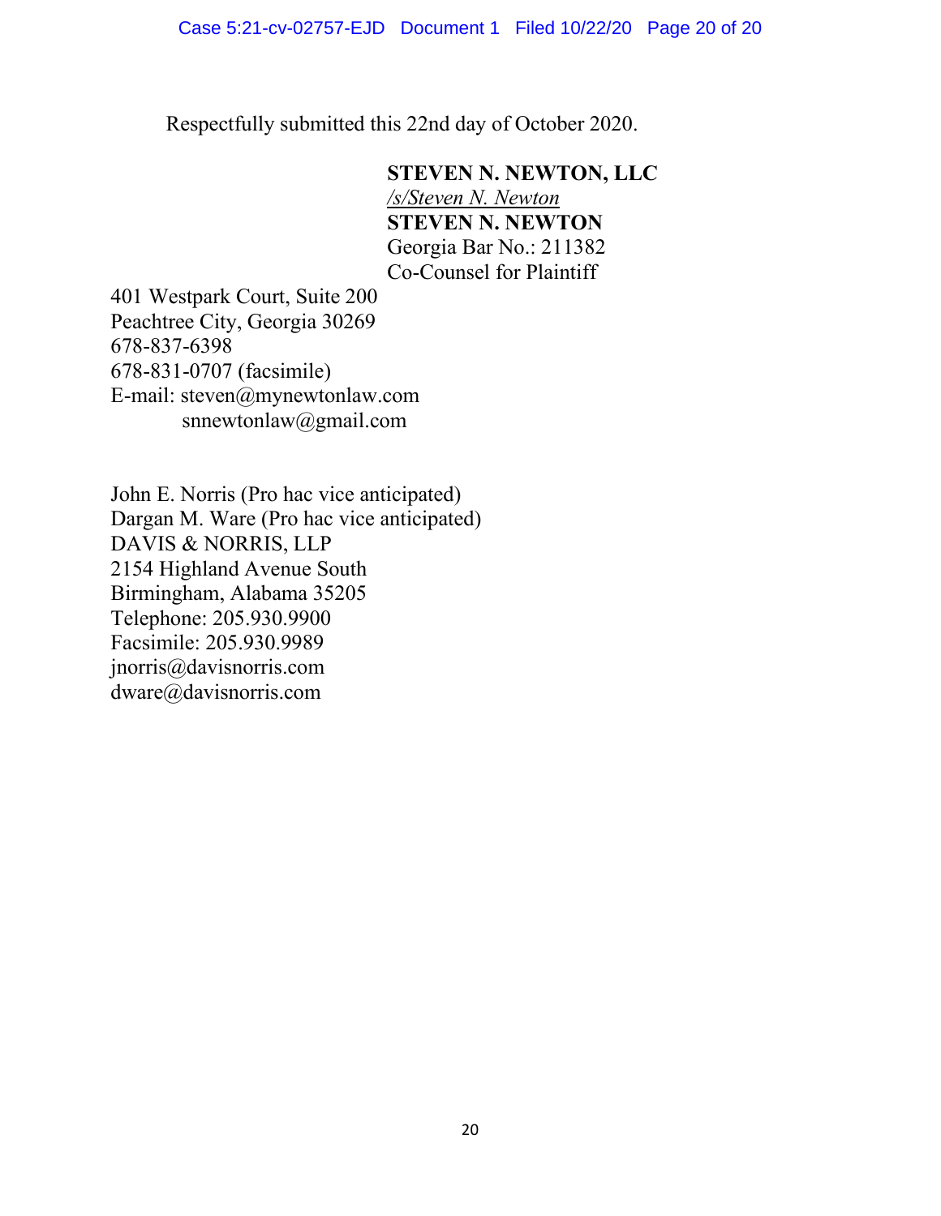Respectfully submitted this 22nd day of October 2020.

**STEVEN N. NEWTON, LLC**
*/s/Steven N. Newton*
**STEVEN N. NEWTON**
Georgia Bar No.: 211382
Co-Counsel for Plaintiff

401 Westpark Court, Suite 200
Peachtree City, Georgia 30269
678-837-6398
678-831-0707 (facsimile)
E-mail: steven@mynewtonlaw.com
snnewtonlaw@gmail.com

John E. Norris (Pro hac vice anticipated)
Dargan M. Ware (Pro hac vice anticipated)
DAVIS & NORRIS, LLP
2154 Highland Avenue South
Birmingham, Alabama 35205
Telephone: 205.930.9900
Facsimile: 205.930.9989
jnorris@davisnorris.com
dware@davisnorris.com